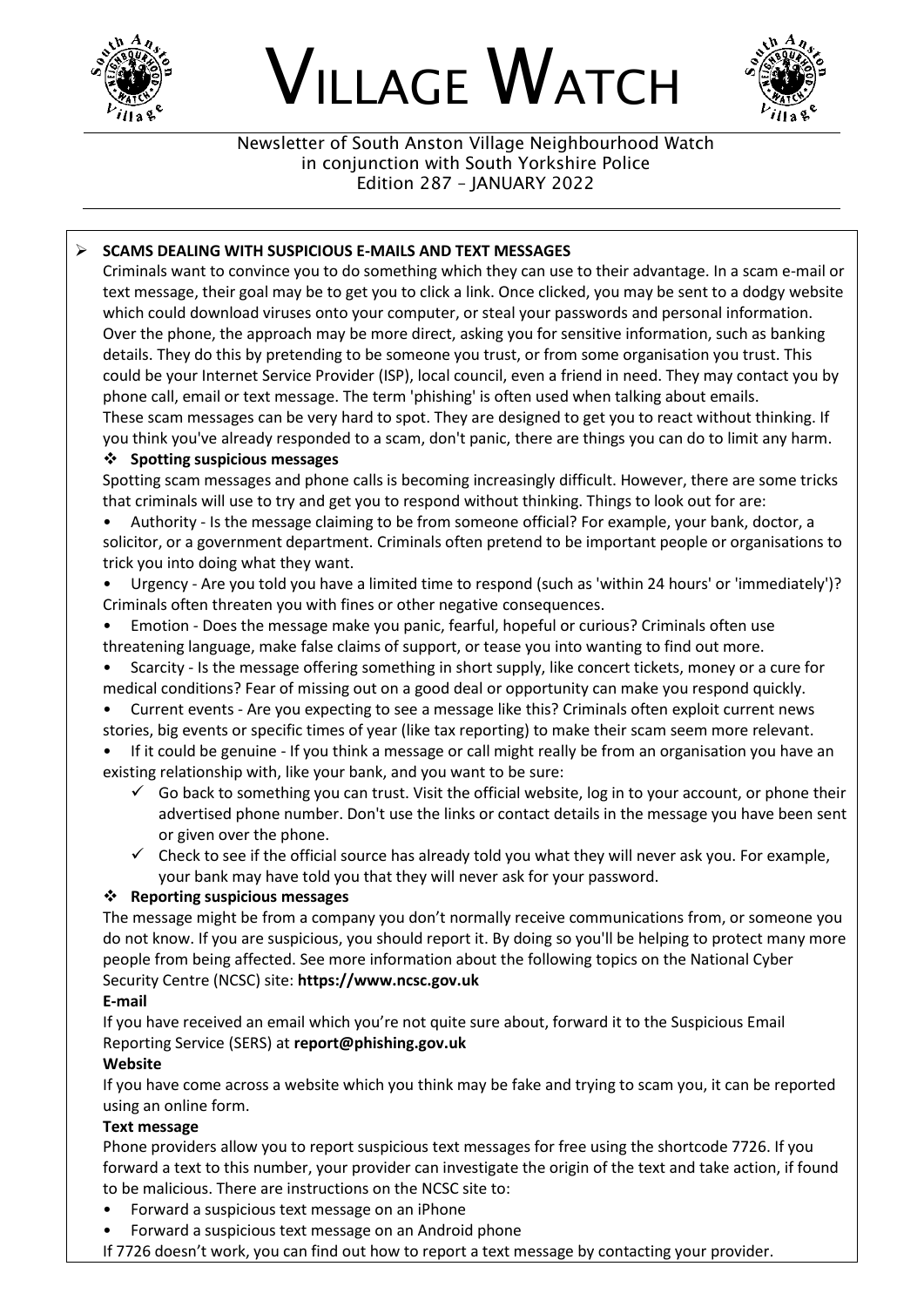# VILLAGE WATCH

Newsletter of South Anston Village Neighbourhood Watch
in conjunction with South Yorkshire Police
Edition 287 – JANUARY 2022

## SCAMS DEALING WITH SUSPICIOUS E-MAILS AND TEXT MESSAGES

Criminals want to convince you to do something which they can use to their advantage. In a scam e-mail or text message, their goal may be to get you to click a link. Once clicked, you may be sent to a dodgy website which could download viruses onto your computer, or steal your passwords and personal information. Over the phone, the approach may be more direct, asking you for sensitive information, such as banking details. They do this by pretending to be someone you trust, or from some organisation you trust. This could be your Internet Service Provider (ISP), local council, even a friend in need. They may contact you by phone call, email or text message. The term 'phishing' is often used when talking about emails.
These scam messages can be very hard to spot. They are designed to get you to react without thinking. If you think you've already responded to a scam, don't panic, there are things you can do to limit any harm.

### Spotting suspicious messages

Spotting scam messages and phone calls is becoming increasingly difficult. However, there are some tricks that criminals will use to try and get you to respond without thinking. Things to look out for are:

- Authority - Is the message claiming to be from someone official? For example, your bank, doctor, a solicitor, or a government department. Criminals often pretend to be important people or organisations to trick you into doing what they want.
- Urgency - Are you told you have a limited time to respond (such as 'within 24 hours' or 'immediately')? Criminals often threaten you with fines or other negative consequences.
- Emotion - Does the message make you panic, fearful, hopeful or curious? Criminals often use threatening language, make false claims of support, or tease you into wanting to find out more.
- Scarcity - Is the message offering something in short supply, like concert tickets, money or a cure for medical conditions? Fear of missing out on a good deal or opportunity can make you respond quickly.
- Current events - Are you expecting to see a message like this? Criminals often exploit current news stories, big events or specific times of year (like tax reporting) to make their scam seem more relevant.
- If it could be genuine - If you think a message or call might really be from an organisation you have an existing relationship with, like your bank, and you want to be sure:
  - ✓ Go back to something you can trust. Visit the official website, log in to your account, or phone their advertised phone number. Don't use the links or contact details in the message you have been sent or given over the phone.
  - ✓ Check to see if the official source has already told you what they will never ask you. For example, your bank may have told you that they will never ask for your password.

### Reporting suspicious messages

The message might be from a company you don't normally receive communications from, or someone you do not know. If you are suspicious, you should report it. By doing so you'll be helping to protect many more people from being affected. See more information about the following topics on the National Cyber Security Centre (NCSC) site: **https://www.ncsc.gov.uk**

**E-mail**

If you have received an email which you're not quite sure about, forward it to the Suspicious Email Reporting Service (SERS) at **report@phishing.gov.uk**

**Website**

If you have come across a website which you think may be fake and trying to scam you, it can be reported using an online form.

**Text message**

Phone providers allow you to report suspicious text messages for free using the shortcode 7726. If you forward a text to this number, your provider can investigate the origin of the text and take action, if found to be malicious. There are instructions on the NCSC site to:

- Forward a suspicious text message on an iPhone
- Forward a suspicious text message on an Android phone

If 7726 doesn't work, you can find out how to report a text message by contacting your provider.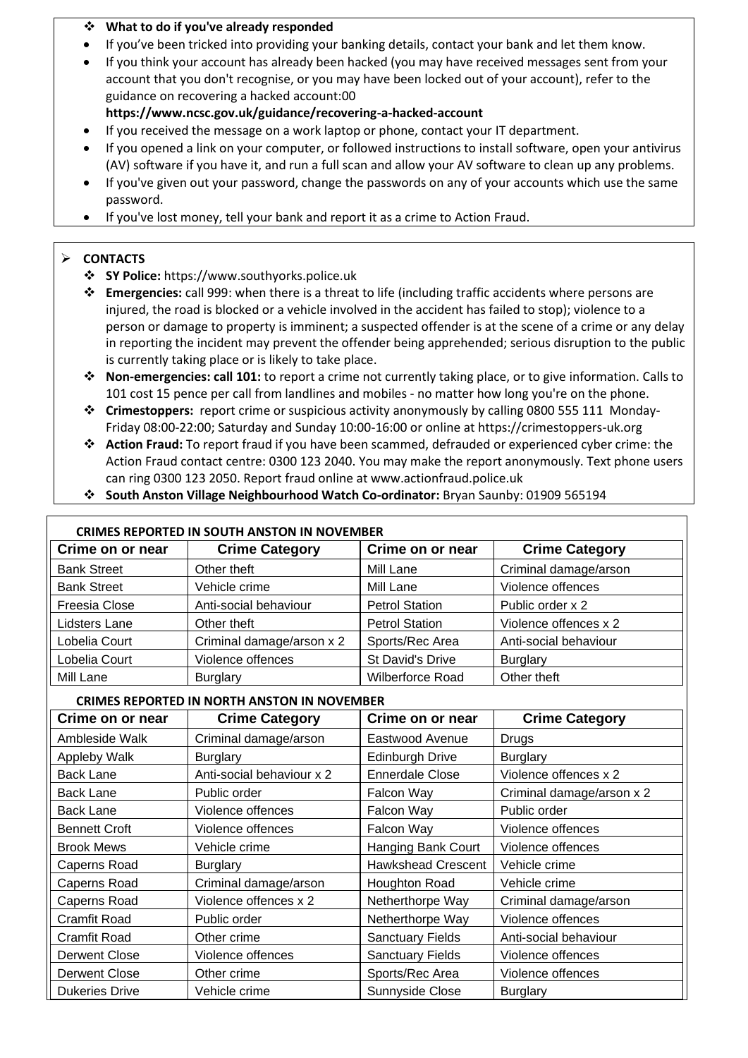- **What to do if you've already responded**
- If you've been tricked into providing your banking details, contact your bank and let them know.
- If you think your account has already been hacked (you may have received messages sent from your account that you don't recognise, or you may have been locked out of your account), refer to the guidance on recovering a hacked account:00 **https://www.ncsc.gov.uk/guidance/recovering-a-hacked-account**
- If you received the message on a work laptop or phone, contact your IT department.
- If you opened a link on your computer, or followed instructions to install software, open your antivirus (AV) software if you have it, and run a full scan and allow your AV software to clean up any problems.
- If you've given out your password, change the passwords on any of your accounts which use the same password.
- If you've lost money, tell your bank and report it as a crime to Action Fraud.

## CONTACTS

- **SY Police:** https://www.southyorks.police.uk
- **Emergencies:** call 999: when there is a threat to life (including traffic accidents where persons are injured, the road is blocked or a vehicle involved in the accident has failed to stop); violence to a person or damage to property is imminent; a suspected offender is at the scene of a crime or any delay in reporting the incident may prevent the offender being apprehended; serious disruption to the public is currently taking place or is likely to take place.
- **Non-emergencies: call 101:** to report a crime not currently taking place, or to give information. Calls to 101 cost 15 pence per call from landlines and mobiles - no matter how long you're on the phone.
- **Crimestoppers:** report crime or suspicious activity anonymously by calling 0800 555 111 Monday-Friday 08:00-22:00; Saturday and Sunday 10:00-16:00 or online at https://crimestoppers-uk.org
- **Action Fraud:** To report fraud if you have been scammed, defrauded or experienced cyber crime: the Action Fraud contact centre: 0300 123 2040. You may make the report anonymously. Text phone users can ring 0300 123 2050. Report fraud online at www.actionfraud.police.uk
- **South Anston Village Neighbourhood Watch Co-ordinator:** Bryan Saunby: 01909 565194

### CRIMES REPORTED IN SOUTH ANSTON IN NOVEMBER

| Crime on or near | Crime Category | Crime on or near | Crime Category |
|---|---|---|---|
| Bank Street | Other theft | Mill Lane | Criminal damage/arson |
| Bank Street | Vehicle crime | Mill Lane | Violence offences |
| Freesia Close | Anti-social behaviour | Petrol Station | Public order x 2 |
| Lidsters Lane | Other theft | Petrol Station | Violence offences x 2 |
| Lobelia Court | Criminal damage/arson x 2 | Sports/Rec Area | Anti-social behaviour |
| Lobelia Court | Violence offences | St David's Drive | Burglary |
| Mill Lane | Burglary | Wilberforce Road | Other theft |

### CRIMES REPORTED IN NORTH ANSTON IN NOVEMBER

| Crime on or near | Crime Category | Crime on or near | Crime Category |
|---|---|---|---|
| Ambleside Walk | Criminal damage/arson | Eastwood Avenue | Drugs |
| Appleby Walk | Burglary | Edinburgh Drive | Burglary |
| Back Lane | Anti-social behaviour x 2 | Ennerdale Close | Violence offences x 2 |
| Back Lane | Public order | Falcon Way | Criminal damage/arson x 2 |
| Back Lane | Violence offences | Falcon Way | Public order |
| Bennett Croft | Violence offences | Falcon Way | Violence offences |
| Brook Mews | Vehicle crime | Hanging Bank Court | Violence offences |
| Caperns Road | Burglary | Hawkshead Crescent | Vehicle crime |
| Caperns Road | Criminal damage/arson | Houghton Road | Vehicle crime |
| Caperns Road | Violence offences x 2 | Netherthorpe Way | Criminal damage/arson |
| Cramfit Road | Public order | Netherthorpe Way | Violence offences |
| Cramfit Road | Other crime | Sanctuary Fields | Anti-social behaviour |
| Derwent Close | Violence offences | Sanctuary Fields | Violence offences |
| Derwent Close | Other crime | Sports/Rec Area | Violence offences |
| Dukeries Drive | Vehicle crime | Sunnyside Close | Burglary |